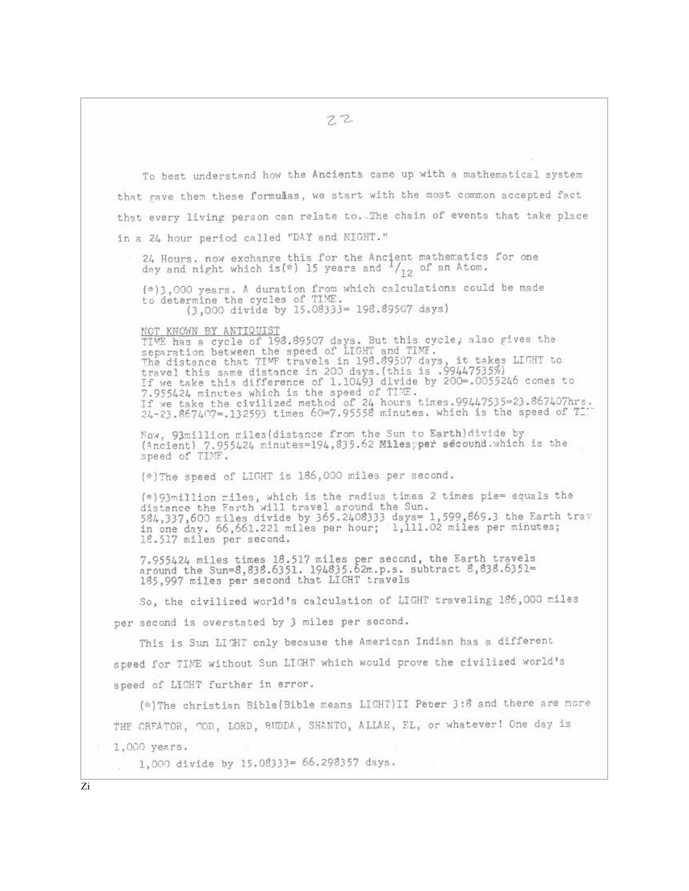To best understand how the Ancients came up with a mathematical system that gave them these formulas, we start with the most common accepted fact that every living person can relate to. The chain of events that take place in a 24 hour period called "DAY and NIGHT."

24 Hours. now exchange this for the Ancient mathematics for one day and night which is(*) 15 years and $^{1}/_{12}$ of an Atom.

(*)3,000 years. A duration from which calculations could be made to determine the cycles of TIME.
(3,000 divide by 15.08333= 198.89507 days)

NOT KNOWN BY ANTIQUIST
TIME has a cycle of 198.89507 days. But this cycle, also gives the separation between the speed of LIGHT and TIME.
The distance that TIME travels in 198.89507 days, it takes LIGHT to travel this same distance in 200 days.(this is .99447535%)
If we take this difference of 1.10493 divide by 200=.0055246 comes to 7.955424 minutes which is the speed of TIME.
If we take the civilized method of 24 hours times.99447535=23.867407hrs.
24-23.867407=.132593 times 60=7.95558 minutes. which is the speed of TI

Now, 93million miles(distance from the Sun to Earth)divide by (Ancient) 7.955424 minutes=194,835.62 Miles per secound.which is the speed of TIME.

(*)The speed of LIGHT is 186,000 miles per second.

(*)93million miles, which is the radius times 2 times pie= equals the distance the Earth will travel around the Sun.
584,337,600 miles divide by 365.2408333 days= 1,599,869.3 the Earth trav in one day. 66,661.221 miles per hour; 1,111.02 miles per minutes; 18.517 miles per second.

7.955424 miles times 18.517 miles per second, the Earth travels around the Sun=8,838.6351. 194835.62m.p.s. subtract 8,838.6351= 185,997 miles per second that LIGHT travels

So, the civilized world's calculation of LIGHT traveling 186,000 miles per second is overstated by 3 miles per second.

This is Sun LIGHT only because the American Indian has a different speed for TIME without Sun LIGHT which would prove the civilized world's speed of LIGHT further in error.

(*)The christian Bible(Bible means LIGHT)II Peter 3:8 and there are more THE CREATOR, GOD, LORD, BUDDA, SHANTO, ALLAH, EL, or whatever! One day is 1,000 years.

1,000 divide by 15.08333= 66.298357 days.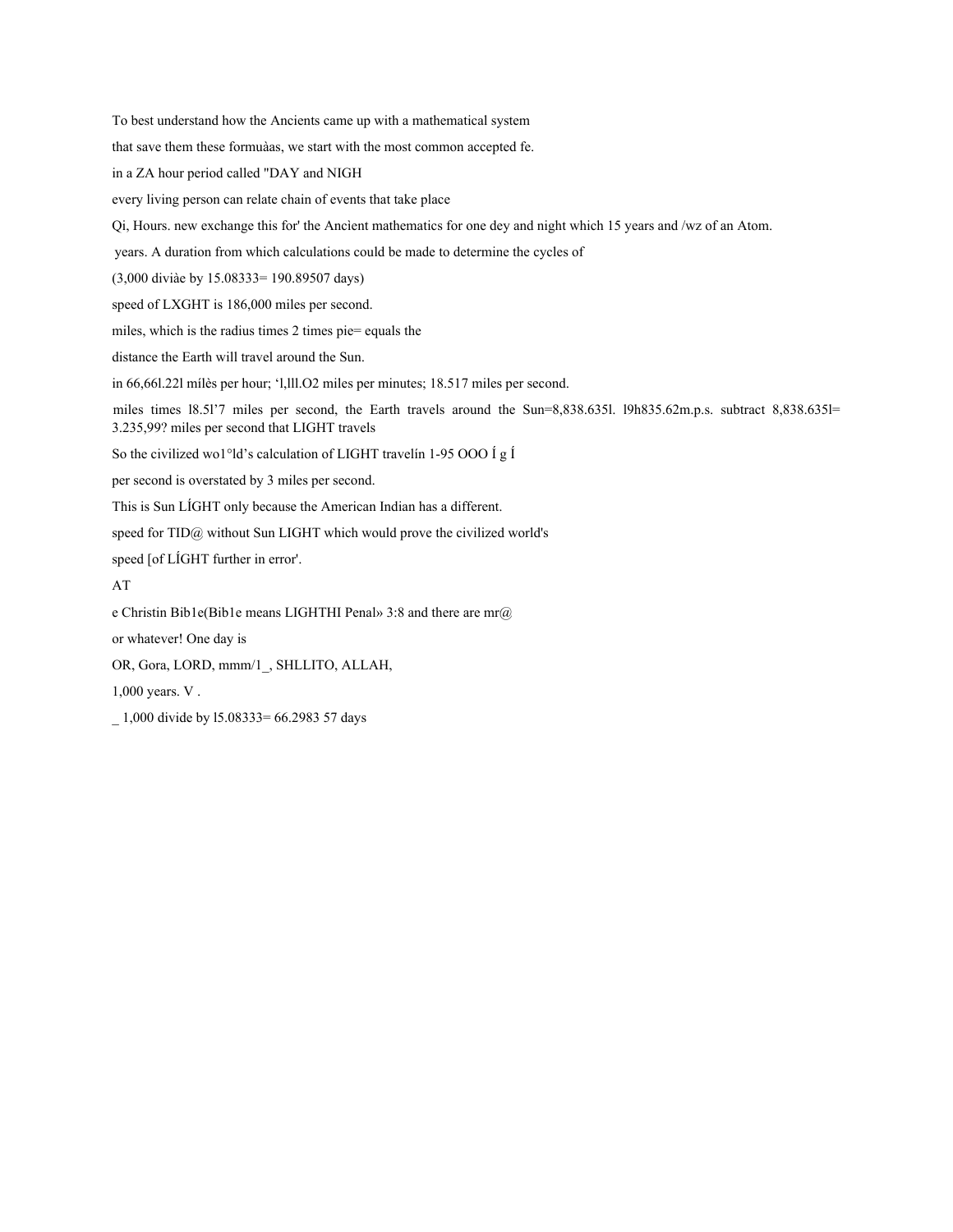To best understand how the Ancients came up with a mathematical system

that save them these formuàas, we start with the most common accepted fe.

in a ZA hour period called "DAY and NIGH

every living person can relate chain of events that take place

Qi, Hours. new exchange this for' the Ancìent mathematics for one dey and night which 15 years and /wz of an Atom.

years. A duration from which calculations could be made to determine the cycles of

(3,000 diviàe by 15.08333= 190.89507 days)

speed of LXGHT is 186,000 miles per second.

miles, which is the radius times 2 times pie= equals the

distance the Earth will travel around the Sun.

in 66,66l.22l mílès per hour; ‘l,lll.O2 miles per minutes; 18.517 miles per second.

miles times l8.5l’7 miles per second, the Earth travels around the Sun=8,838.635l. l9h835.62m.p.s. subtract 8,838.635l= 3.235,99? miles per second that LIGHT travels

So the civilized wo1°ld’s calculation of LIGHT travelín 1-95 OOO Í g Í

per second is overstated by 3 miles per second.

This is Sun LÍGHT only because the American Indian has a different.

speed for TID@ without Sun LIGHT which would prove the civilized world's

speed [of LÍGHT further in error'.

AT

e Christin Bib1e(Bib1e means LIGHTHI Penal» 3:8 and there are mr@

or whatever! One day is

OR, Gora, LORD, mmm/1_, SHLLITO, ALLAH,

1,000 years. V .

_ 1,000 divide by l5.08333= 66.2983 57 days